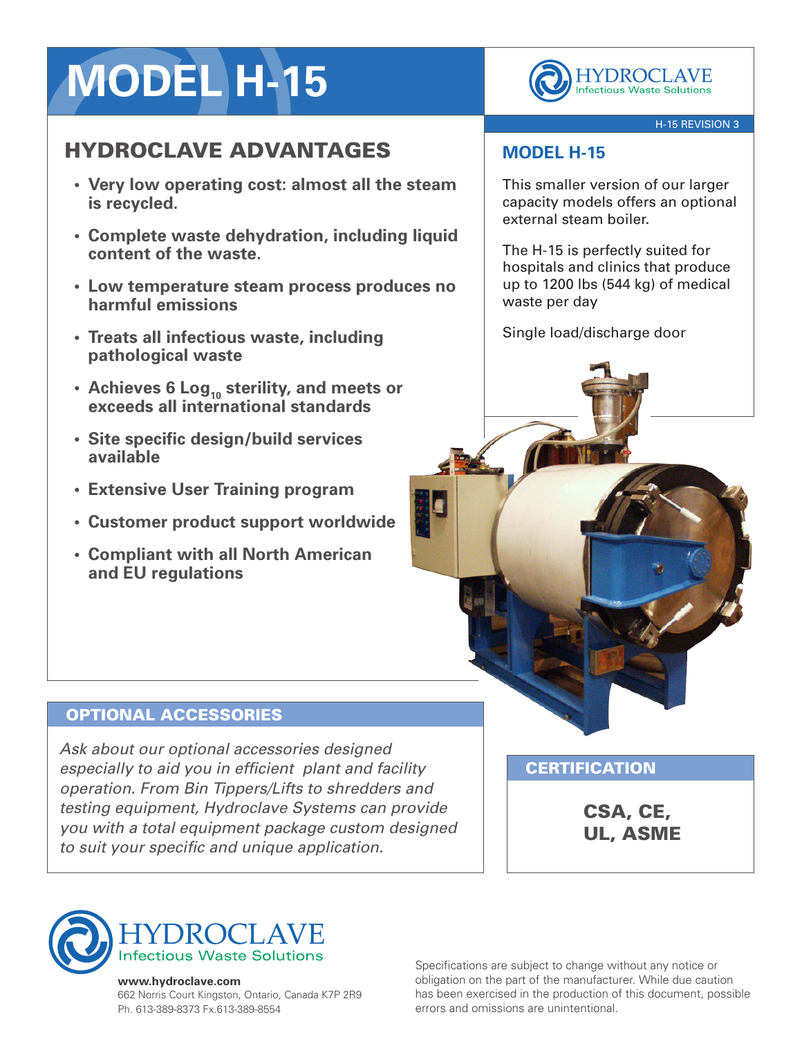# MODEL H-15

HYDROCLAVE
Infectious Waste Solutions

H-15 REVISION 3

## HYDROCLAVE ADVANTAGES

- **Very low operating cost: almost all the steam is recycled.**
- **Complete waste dehydration, including liquid content of the waste.**
- **Low temperature steam process produces no harmful emissions**
- **Treats all infectious waste, including pathological waste**
- **Achieves 6 $Log_{10}$ sterility, and meets or exceeds all international standards**
- **Site specific design/build services available**
- **Extensive User Training program**
- **Customer product support worldwide**
- **Compliant with all North American and EU regulations**

## MODEL H-15

This smaller version of our larger capacity models offers an optional external steam boiler.

The H-15 is perfectly suited for hospitals and clinics that produce up to 1200 lbs (544 kg) of medical waste per day

Single load/discharge door

## OPTIONAL ACCESSORIES

*Ask about our optional accessories designed especially to aid you in efficient plant and facility operation. From Bin Tippers/Lifts to shredders and testing equipment, Hydroclave Systems can provide you with a total equipment package custom designed to suit your specific and unique application.*

## CERTIFICATION

**CSA, CE, UL, ASME**

HYDROCLAVE
Infectious Waste Solutions

**www.hydroclave.com**
662 Norris Court Kingston, Ontario, Canada K7P 2R9
Ph. 613-389-8373 Fx.613-389-8554

Specifications are subject to change without any notice or obligation on the part of the manufacturer. While due caution has been exercised in the production of this document, possible errors and omissions are unintentional.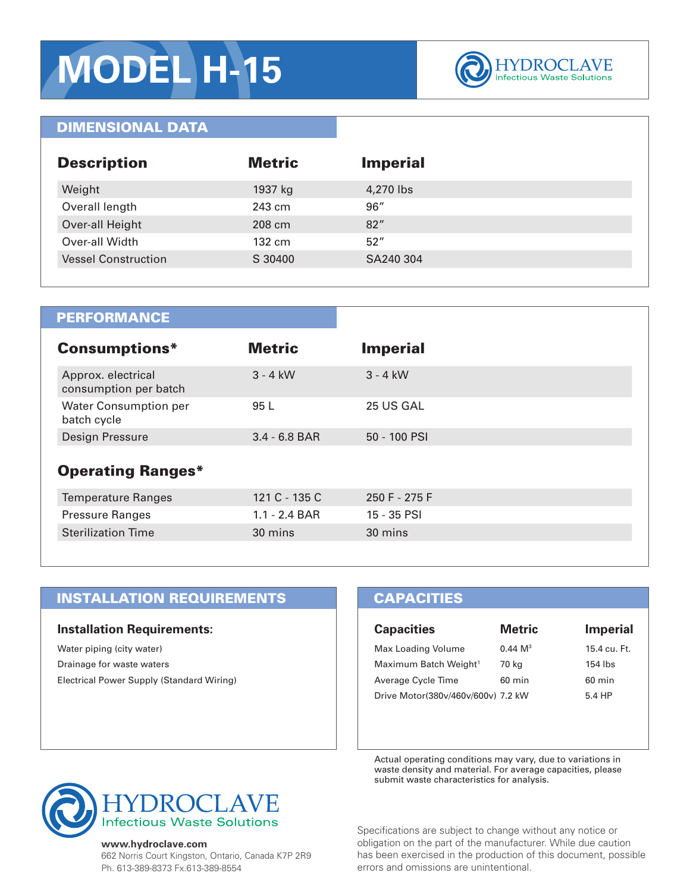# MODEL H-15

HYDROCLAVE
Infectious Waste Solutions

## DIMENSIONAL DATA

| Description | Metric | Imperial |
|---|---|---|
| Weight | 1937 kg | 4,270 lbs |
| Overall length | 243 cm | 96″ |
| Over-all Height | 208 cm | 82″ |
| Over-all Width | 132 cm | 52″ |
| Vessel Construction | S 30400 | SA240 304 |

## PERFORMANCE

| Consumptions* | Metric | Imperial |
|---|---|---|
| Approx. electrical consumption per batch | 3 - 4 kW | 3 - 4 kW |
| Water Consumption per batch cycle | 95 L | 25 US GAL |
| Design Pressure | 3.4 - 6.8 BAR | 50 - 100 PSI |

### Operating Ranges*

| | | |
|---|---|---|
| Temperature Ranges | 121 C - 135 C | 250 F - 275 F |
| Pressure Ranges | 1.1 - 2.4 BAR | 15 - 35 PSI |
| Sterilization Time | 30 mins | 30 mins |

## INSTALLATION REQUIREMENTS

**Installation Requirements:**

Water piping (city water)
Drainage for waste waters
Electrical Power Supply (Standard Wiring)

## CAPACITIES

| Capacities | Metric | Imperial |
|---|---|---|
| Max Loading Volume | 0.44 $M^3$ | 15.4 cu. Ft. |
| Maximum Batch Weight[1] | 70 kg | 154 lbs |
| Average Cycle Time | 60 min | 60 min |
| Drive Motor(380v/460v/600v) | 7.2 kW | 5.4 HP |

Actual operating conditions may vary, due to variations in waste density and material. For average capacities, please submit waste characteristics for analysis.

HYDROCLAVE
Infectious Waste Solutions

**www.hydroclave.com**
662 Norris Court Kingston, Ontario, Canada K7P 2R9
Ph. 613-389-8373 Fx.613-389-8554

Specifications are subject to change without any notice or obligation on the part of the manufacturer. While due caution has been exercised in the production of this document, possible errors and omissions are unintentional.